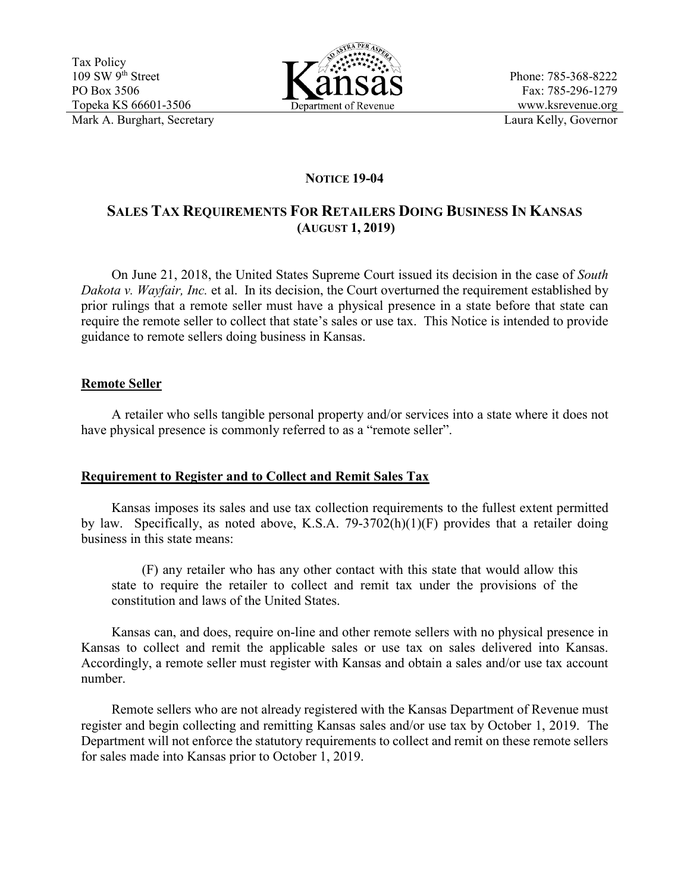Tax Policy
109 SW 9th Street
PO Box 3506
Topeka KS 66601-3506
Mark A. Burghart, Secretary

Kansas
Department of Revenue

Phone: 785-368-8222
Fax: 785-296-1279
www.ksrevenue.org
Laura Kelly, Governor

## NOTICE 19-04

## SALES TAX REQUIREMENTS FOR RETAILERS DOING BUSINESS IN KANSAS (AUGUST 1, 2019)

On June 21, 2018, the United States Supreme Court issued its decision in the case of *South Dakota v. Wayfair, Inc.* et al. In its decision, the Court overturned the requirement established by prior rulings that a remote seller must have a physical presence in a state before that state can require the remote seller to collect that state's sales or use tax. This Notice is intended to provide guidance to remote sellers doing business in Kansas.

### Remote Seller

A retailer who sells tangible personal property and/or services into a state where it does not have physical presence is commonly referred to as a "remote seller".

### Requirement to Register and to Collect and Remit Sales Tax

Kansas imposes its sales and use tax collection requirements to the fullest extent permitted by law. Specifically, as noted above, K.S.A. 79-3702(h)(1)(F) provides that a retailer doing business in this state means:

> (F) any retailer who has any other contact with this state that would allow this state to require the retailer to collect and remit tax under the provisions of the constitution and laws of the United States.

Kansas can, and does, require on-line and other remote sellers with no physical presence in Kansas to collect and remit the applicable sales or use tax on sales delivered into Kansas. Accordingly, a remote seller must register with Kansas and obtain a sales and/or use tax account number.

Remote sellers who are not already registered with the Kansas Department of Revenue must register and begin collecting and remitting Kansas sales and/or use tax by October 1, 2019. The Department will not enforce the statutory requirements to collect and remit on these remote sellers for sales made into Kansas prior to October 1, 2019.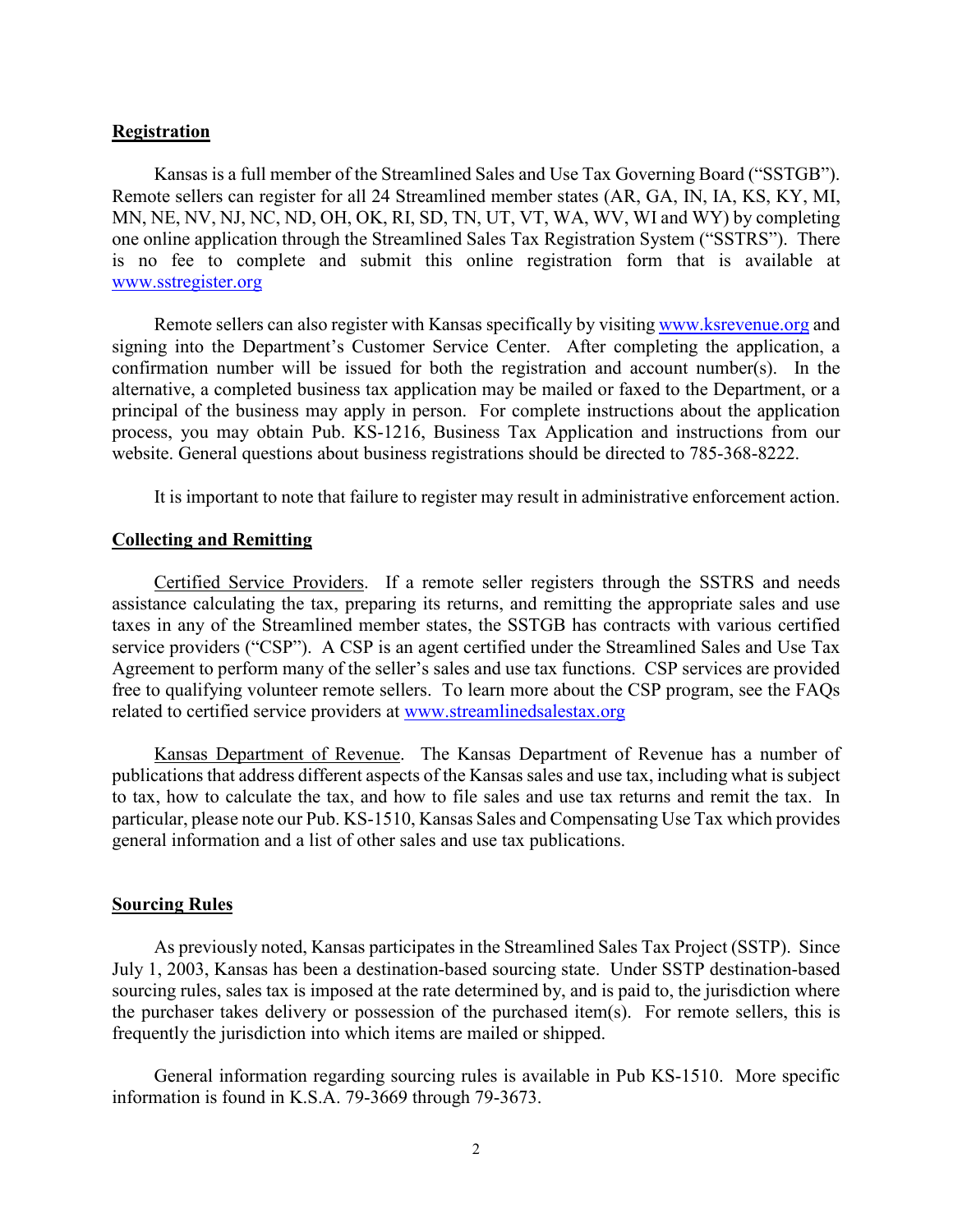## Registration

Kansas is a full member of the Streamlined Sales and Use Tax Governing Board ("SSTGB"). Remote sellers can register for all 24 Streamlined member states (AR, GA, IN, IA, KS, KY, MI, MN, NE, NV, NJ, NC, ND, OH, OK, RI, SD, TN, UT, VT, WA, WV, WI and WY) by completing one online application through the Streamlined Sales Tax Registration System ("SSTRS"). There is no fee to complete and submit this online registration form that is available at www.sstregister.org

Remote sellers can also register with Kansas specifically by visiting www.ksrevenue.org and signing into the Department's Customer Service Center. After completing the application, a confirmation number will be issued for both the registration and account number(s). In the alternative, a completed business tax application may be mailed or faxed to the Department, or a principal of the business may apply in person. For complete instructions about the application process, you may obtain Pub. KS-1216, Business Tax Application and instructions from our website. General questions about business registrations should be directed to 785-368-8222.

It is important to note that failure to register may result in administrative enforcement action.

## Collecting and Remitting

Certified Service Providers. If a remote seller registers through the SSTRS and needs assistance calculating the tax, preparing its returns, and remitting the appropriate sales and use taxes in any of the Streamlined member states, the SSTGB has contracts with various certified service providers ("CSP"). A CSP is an agent certified under the Streamlined Sales and Use Tax Agreement to perform many of the seller's sales and use tax functions. CSP services are provided free to qualifying volunteer remote sellers. To learn more about the CSP program, see the FAQs related to certified service providers at www.streamlinedsalestax.org

Kansas Department of Revenue. The Kansas Department of Revenue has a number of publications that address different aspects of the Kansas sales and use tax, including what is subject to tax, how to calculate the tax, and how to file sales and use tax returns and remit the tax. In particular, please note our Pub. KS-1510, Kansas Sales and Compensating Use Tax which provides general information and a list of other sales and use tax publications.

## Sourcing Rules

As previously noted, Kansas participates in the Streamlined Sales Tax Project (SSTP). Since July 1, 2003, Kansas has been a destination-based sourcing state. Under SSTP destination-based sourcing rules, sales tax is imposed at the rate determined by, and is paid to, the jurisdiction where the purchaser takes delivery or possession of the purchased item(s). For remote sellers, this is frequently the jurisdiction into which items are mailed or shipped.

General information regarding sourcing rules is available in Pub KS-1510. More specific information is found in K.S.A. 79-3669 through 79-3673.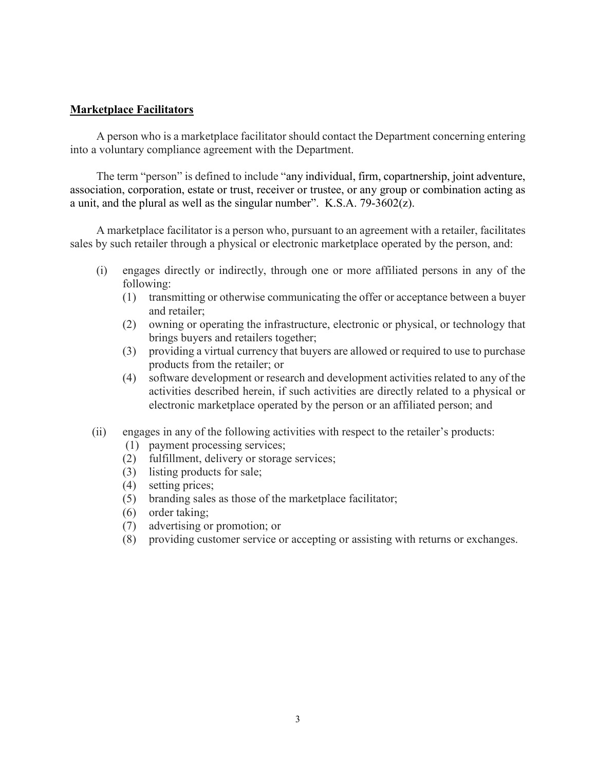**Marketplace Facilitators**

A person who is a marketplace facilitator should contact the Department concerning entering into a voluntary compliance agreement with the Department.

The term "person" is defined to include "any individual, firm, copartnership, joint adventure, association, corporation, estate or trust, receiver or trustee, or any group or combination acting as a unit, and the plural as well as the singular number". K.S.A. 79-3602(z).

A marketplace facilitator is a person who, pursuant to an agreement with a retailer, facilitates sales by such retailer through a physical or electronic marketplace operated by the person, and:

(i) engages directly or indirectly, through one or more affiliated persons in any of the following:
   (1) transmitting or otherwise communicating the offer or acceptance between a buyer and retailer;
   (2) owning or operating the infrastructure, electronic or physical, or technology that brings buyers and retailers together;
   (3) providing a virtual currency that buyers are allowed or required to use to purchase products from the retailer; or
   (4) software development or research and development activities related to any of the activities described herein, if such activities are directly related to a physical or electronic marketplace operated by the person or an affiliated person; and

(ii) engages in any of the following activities with respect to the retailer's products:
   (1) payment processing services;
   (2) fulfillment, delivery or storage services;
   (3) listing products for sale;
   (4) setting prices;
   (5) branding sales as those of the marketplace facilitator;
   (6) order taking;
   (7) advertising or promotion; or
   (8) providing customer service or accepting or assisting with returns or exchanges.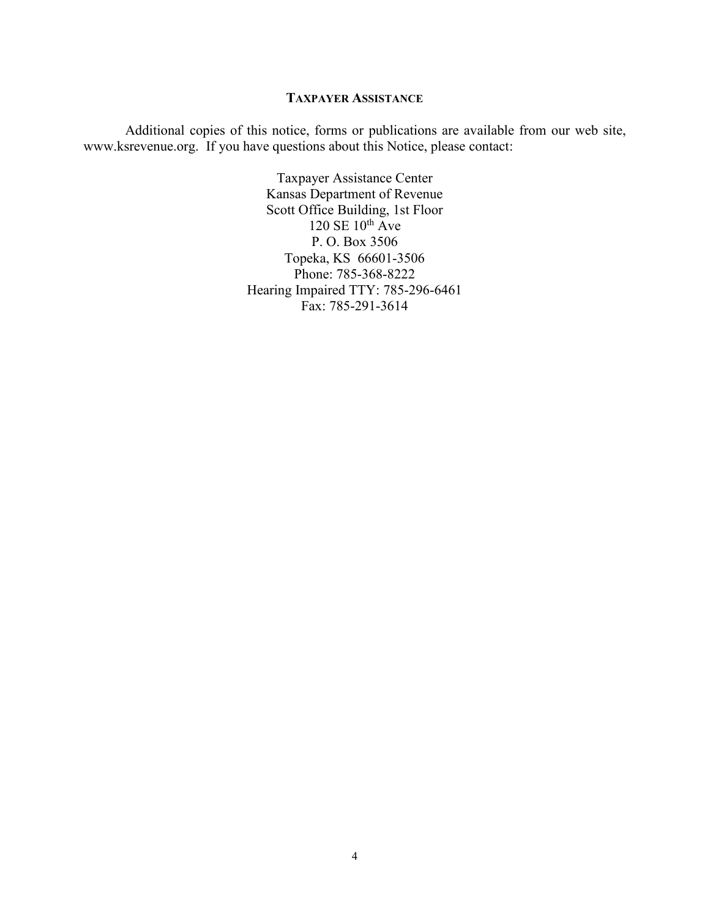## TAXPAYER ASSISTANCE

Additional copies of this notice, forms or publications are available from our web site, www.ksrevenue.org. If you have questions about this Notice, please contact:

Taxpayer Assistance Center
Kansas Department of Revenue
Scott Office Building, 1st Floor
120 SE 10th Ave
P. O. Box 3506
Topeka, KS 66601-3506
Phone: 785-368-8222
Hearing Impaired TTY: 785-296-6461
Fax: 785-291-3614